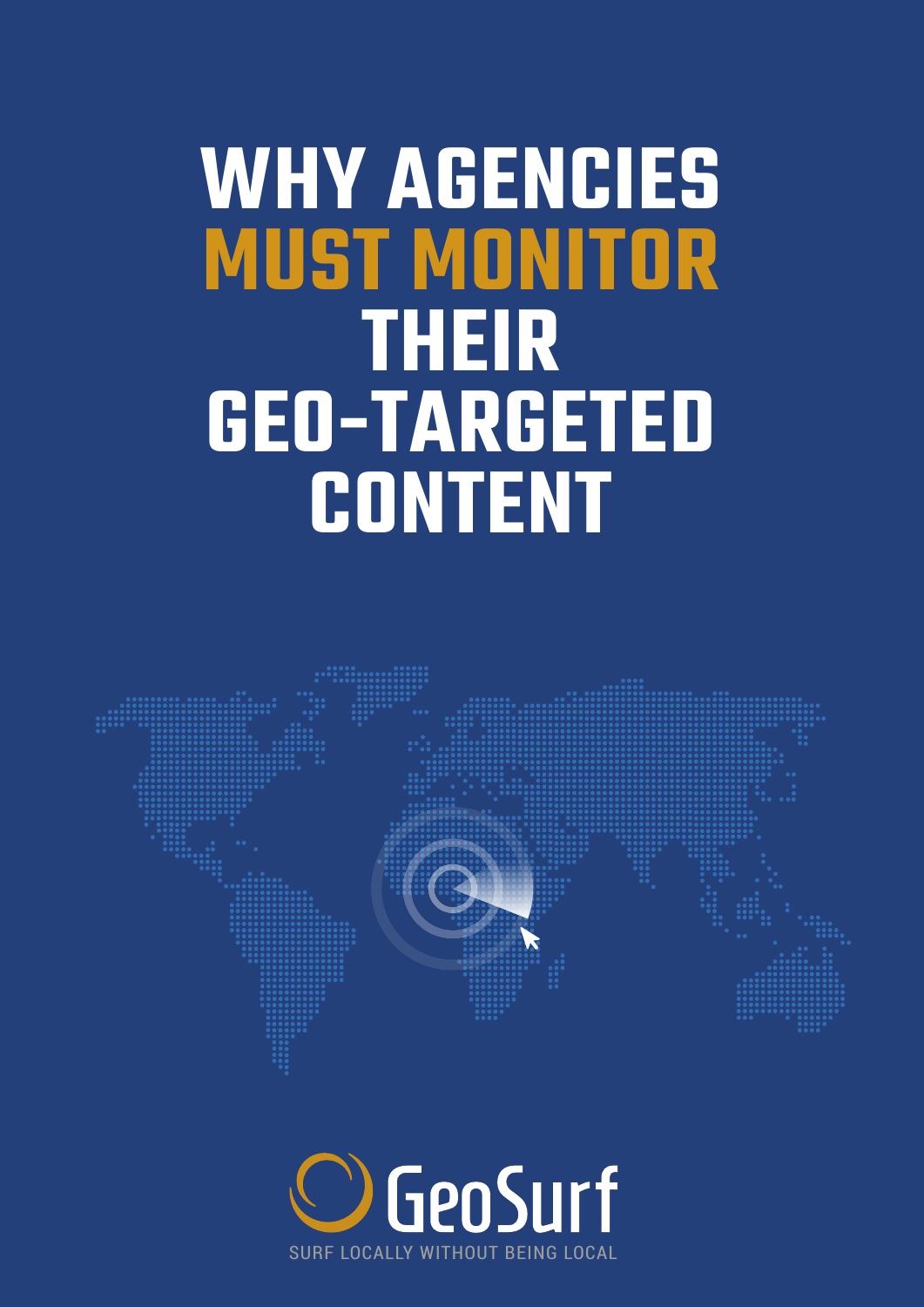# WHY AGENCIES MUST MONITOR THEIR GEO-TARGETED CONTENT

GeoSurf

SURF LOCALLY WITHOUT BEING LOCAL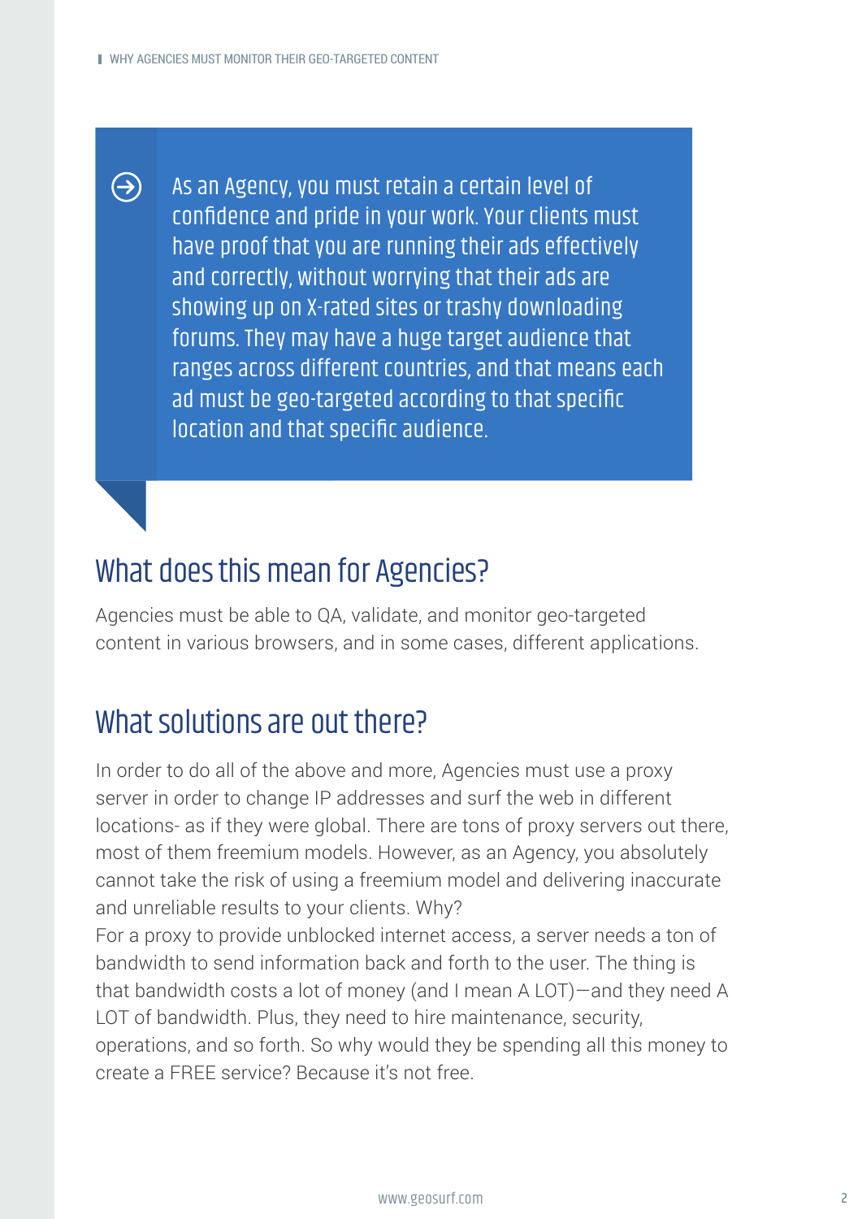As an Agency, you must retain a certain level of confidence and pride in your work. Your clients must have proof that you are running their ads effectively and correctly, without worrying that their ads are showing up on X-rated sites or trashy downloading forums. They may have a huge target audience that ranges across different countries, and that means each ad must be geo-targeted according to that specific location and that specific audience.

## What does this mean for Agencies?

Agencies must be able to QA, validate, and monitor geo-targeted content in various browsers, and in some cases, different applications.

## What solutions are out there?

In order to do all of the above and more, Agencies must use a proxy server in order to change IP addresses and surf the web in different locations- as if they were global. There are tons of proxy servers out there, most of them freemium models. However, as an Agency, you absolutely cannot take the risk of using a freemium model and delivering inaccurate and unreliable results to your clients. Why?

For a proxy to provide unblocked internet access, a server needs a ton of bandwidth to send information back and forth to the user. The thing is that bandwidth costs a lot of money (and I mean A LOT)—and they need A LOT of bandwidth. Plus, they need to hire maintenance, security, operations, and so forth. So why would they be spending all this money to create a FREE service? Because it's not free.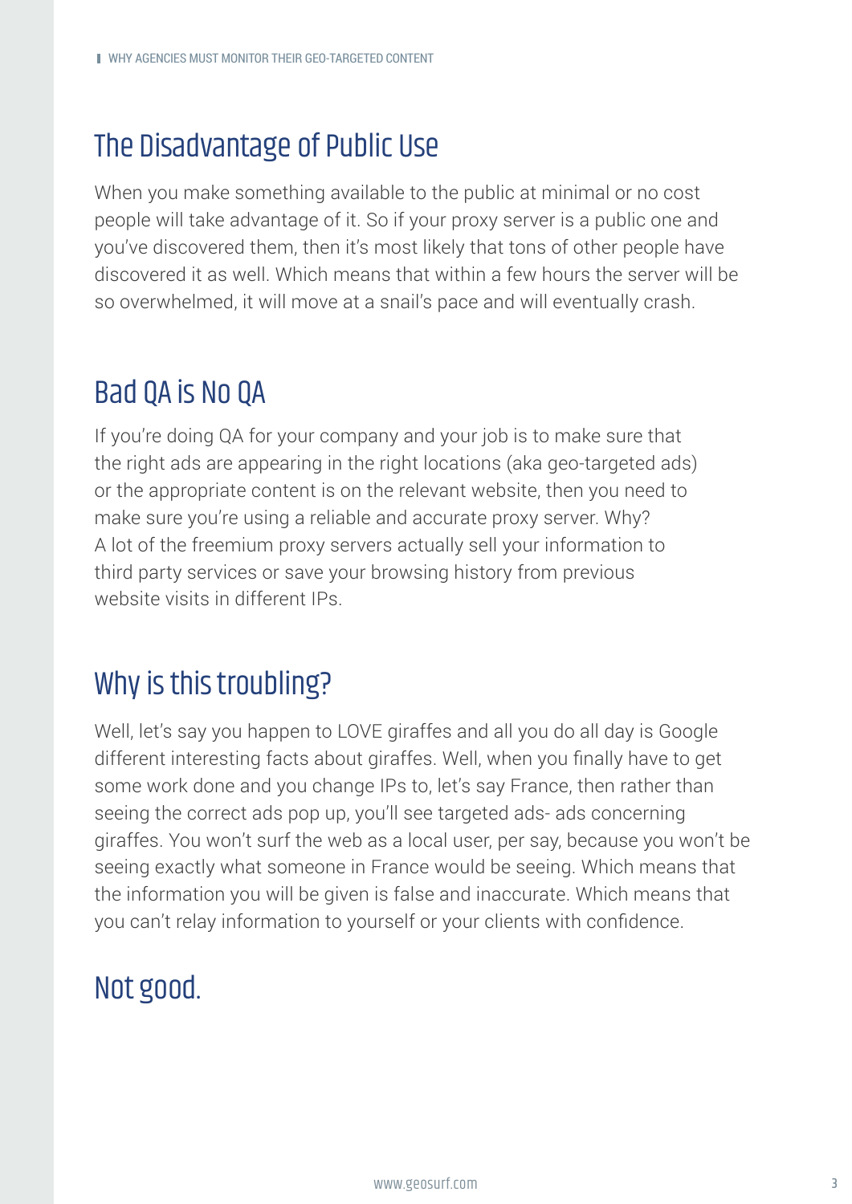## The Disadvantage of Public Use

When you make something available to the public at minimal or no cost people will take advantage of it. So if your proxy server is a public one and you've discovered them, then it's most likely that tons of other people have discovered it as well. Which means that within a few hours the server will be so overwhelmed, it will move at a snail's pace and will eventually crash.

## Bad QA is No QA

If you're doing QA for your company and your job is to make sure that the right ads are appearing in the right locations (aka geo-targeted ads) or the appropriate content is on the relevant website, then you need to make sure you're using a reliable and accurate proxy server. Why? A lot of the freemium proxy servers actually sell your information to third party services or save your browsing history from previous website visits in different IPs.

## Why is this troubling?

Well, let's say you happen to LOVE giraffes and all you do all day is Google different interesting facts about giraffes. Well, when you finally have to get some work done and you change IPs to, let's say France, then rather than seeing the correct ads pop up, you'll see targeted ads- ads concerning giraffes. You won't surf the web as a local user, per say, because you won't be seeing exactly what someone in France would be seeing. Which means that the information you will be given is false and inaccurate. Which means that you can't relay information to yourself or your clients with confidence.

## Not good.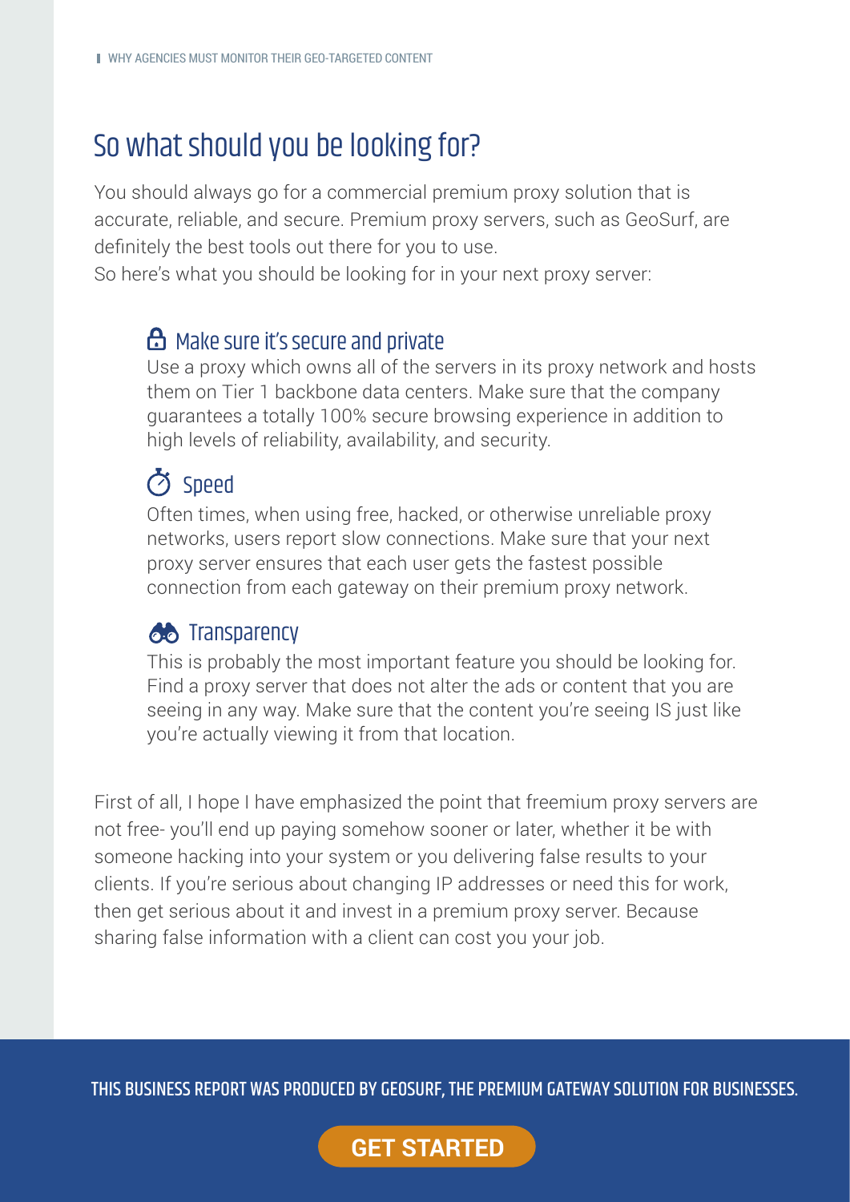## So what should you be looking for?

You should always go for a commercial premium proxy solution that is accurate, reliable, and secure. Premium proxy servers, such as GeoSurf, are definitely the best tools out there for you to use.
So here's what you should be looking for in your next proxy server:

### Make sure it's secure and private

Use a proxy which owns all of the servers in its proxy network and hosts them on Tier 1 backbone data centers. Make sure that the company guarantees a totally 100% secure browsing experience in addition to high levels of reliability, availability, and security.

### Speed

Often times, when using free, hacked, or otherwise unreliable proxy networks, users report slow connections. Make sure that your next proxy server ensures that each user gets the fastest possible connection from each gateway on their premium proxy network.

### Transparency

This is probably the most important feature you should be looking for. Find a proxy server that does not alter the ads or content that you are seeing in any way. Make sure that the content you're seeing IS just like you're actually viewing it from that location.

First of all, I hope I have emphasized the point that freemium proxy servers are not free- you'll end up paying somehow sooner or later, whether it be with someone hacking into your system or you delivering false results to your clients. If you're serious about changing IP addresses or need this for work, then get serious about it and invest in a premium proxy server. Because sharing false information with a client can cost you your job.

THIS BUSINESS REPORT WAS PRODUCED BY GEOSURF, THE PREMIUM GATEWAY SOLUTION FOR BUSINESSES.

GET STARTED